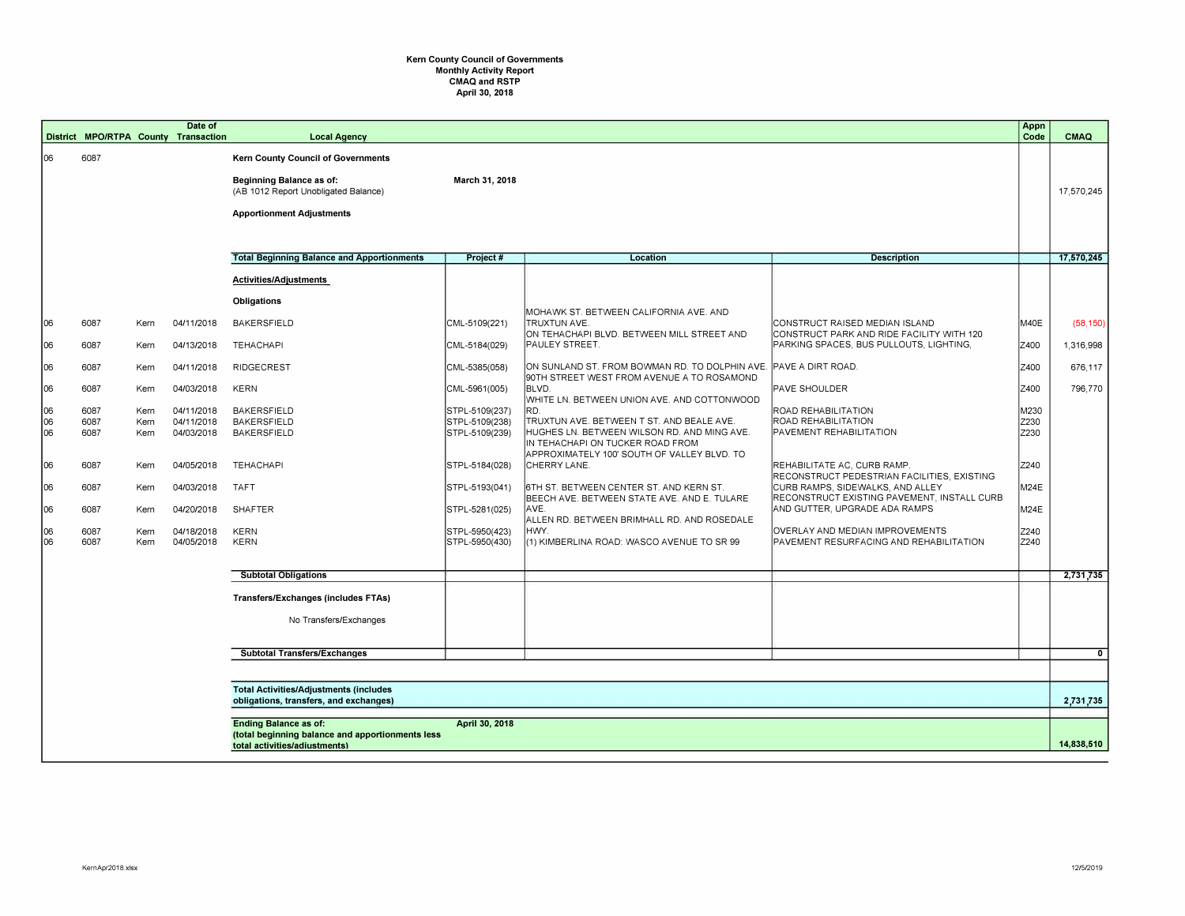**Kern County Council of Governments**
**Monthly Activity Report**
**CMAQ and RSTP**
**April 30, 2018**

| District | MPO/RTPA | County | Date of Transaction | Local Agency | Project # | Location | Description | Appn Code | CMAQ |
|---|---|---|---|---|---|---|---|---|---|
| 06 | 6087 | | | **Kern County Council of Governments** | | | | | |
| | | | | **Beginning Balance as of:** March 31, 2018 (AB 1012 Report Unobligated Balance) | | | | | 17,570,245 |
| | | | | **Apportionment Adjustments** | | | | | |
| | | | | **Total Beginning Balance and Apportionments** | | | | | **17,570,245** |
| | | | | **Activities/Adjustments** | | | | | |
| | | | | **Obligations** | | | | | |
| 06 | 6087 | Kern | 04/11/2018 | BAKERSFIELD | CML-5109(221) | MOHAWK ST. BETWEEN CALIFORNIA AVE. AND TRUXTUN AVE. | CONSTRUCT RAISED MEDIAN ISLAND | M40E | (58,150) |
| 06 | 6087 | Kern | 04/13/2018 | TEHACHAPI | CML-5184(029) | ON TEHACHAPI BLVD. BETWEEN MILL STREET AND PAULEY STREET. | CONSTRUCT PARK AND RIDE FACILITY WITH 120 PARKING SPACES, BUS PULLOUTS, LIGHTING, | Z400 | 1,316,998 |
| 06 | 6087 | Kern | 04/11/2018 | RIDGECREST | CML-5385(058) | ON SUNLAND ST. FROM BOWMAN RD. TO DOLPHIN AVE. | PAVE A DIRT ROAD. | Z400 | 676,117 |
| 06 | 6087 | Kern | 04/03/2018 | KERN | CML-5961(005) | 90TH STREET WEST FROM AVENUE A TO ROSAMOND BLVD. | PAVE SHOULDER | Z400 | 796,770 |
| 06 | 6087 | Kern | 04/11/2018 | BAKERSFIELD | STPL-5109(237) | WHITE LN. BETWEEN UNION AVE. AND COTTONWOOD RD. | ROAD REHABILITATION | M230 | |
| 06 | 6087 | Kern | 04/11/2018 | BAKERSFIELD | STPL-5109(238) | TRUXTUN AVE. BETWEEN T ST. AND BEALE AVE. | ROAD REHABILITATION | Z230 | |
| 06 | 6087 | Kern | 04/03/2018 | BAKERSFIELD | STPL-5109(239) | HUGHES LN. BETWEEN WILSON RD. AND MING AVE. | PAVEMENT REHABILITATION | Z230 | |
| 06 | 6087 | Kern | 04/05/2018 | TEHACHAPI | STPL-5184(028) | IN TEHACHAPI ON TUCKER ROAD FROM APPROXIMATELY 100' SOUTH OF VALLEY BLVD. TO CHERRY LANE. | REHABILITATE AC, CURB RAMP. | Z240 | |
| 06 | 6087 | Kern | 04/03/2018 | TAFT | STPL-5193(041) | 6TH ST. BETWEEN CENTER ST. AND KERN ST. | RECONSTRUCT PEDESTRIAN FACILITIES, EXISTING CURB RAMPS, SIDEWALKS, AND ALLEY | M24E | |
| 06 | 6087 | Kern | 04/20/2018 | SHAFTER | STPL-5281(025) | BEECH AVE. BETWEEN STATE AVE. AND E. TULARE AVE. | RECONSTRUCT EXISTING PAVEMENT, INSTALL CURB AND GUTTER, UPGRADE ADA RAMPS | M24E | |
| 06 | 6087 | Kern | 04/18/2018 | KERN | STPL-5950(423) | ALLEN RD. BETWEEN BRIMHALL RD. AND ROSEDALE HWY. | OVERLAY AND MEDIAN IMPROVEMENTS | Z240 | |
| 06 | 6087 | Kern | 04/05/2018 | KERN | STPL-5950(430) | (1) KIMBERLINA ROAD: WASCO AVENUE TO SR 99 | PAVEMENT RESURFACING AND REHABILITATION | Z240 | |
| | | | | **Subtotal Obligations** | | | | | **2,731,735** |
| | | | | **Transfers/Exchanges (includes FTAs)** | | | | | |
| | | | | No Transfers/Exchanges | | | | | |
| | | | | **Subtotal Transfers/Exchanges** | | | | | **0** |
| | | | | **Total Activities/Adjustments (includes obligations, transfers, and exchanges)** | | | | | **2,731,735** |
| | | | | **Ending Balance as of:** April 30, 2018 **(total beginning balance and apportionments less total activities/adjustments)** | | | | | **14,838,510** |

KernApr2018.xlsx 12/5/2019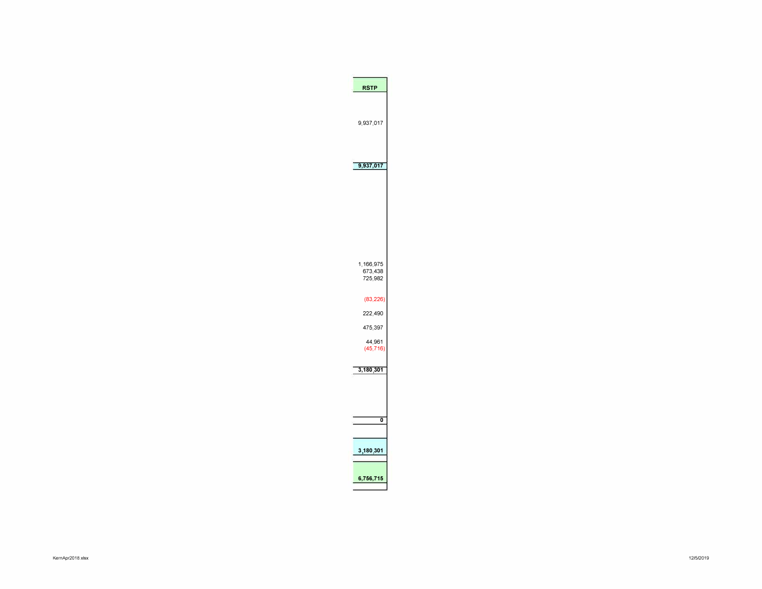| RSTP |
| --- |
| 9,937,017 |
| **9,937,017** |
| 1,166,975 |
| 673,438 |
| 725,982 |
| (83,226) |
| 222,490 |
| 475,397 |
| 44,961 |
| (45,716) |
| **3,180,301** |
| **0** |
| **3,180,301** |
| **6,756,715** |